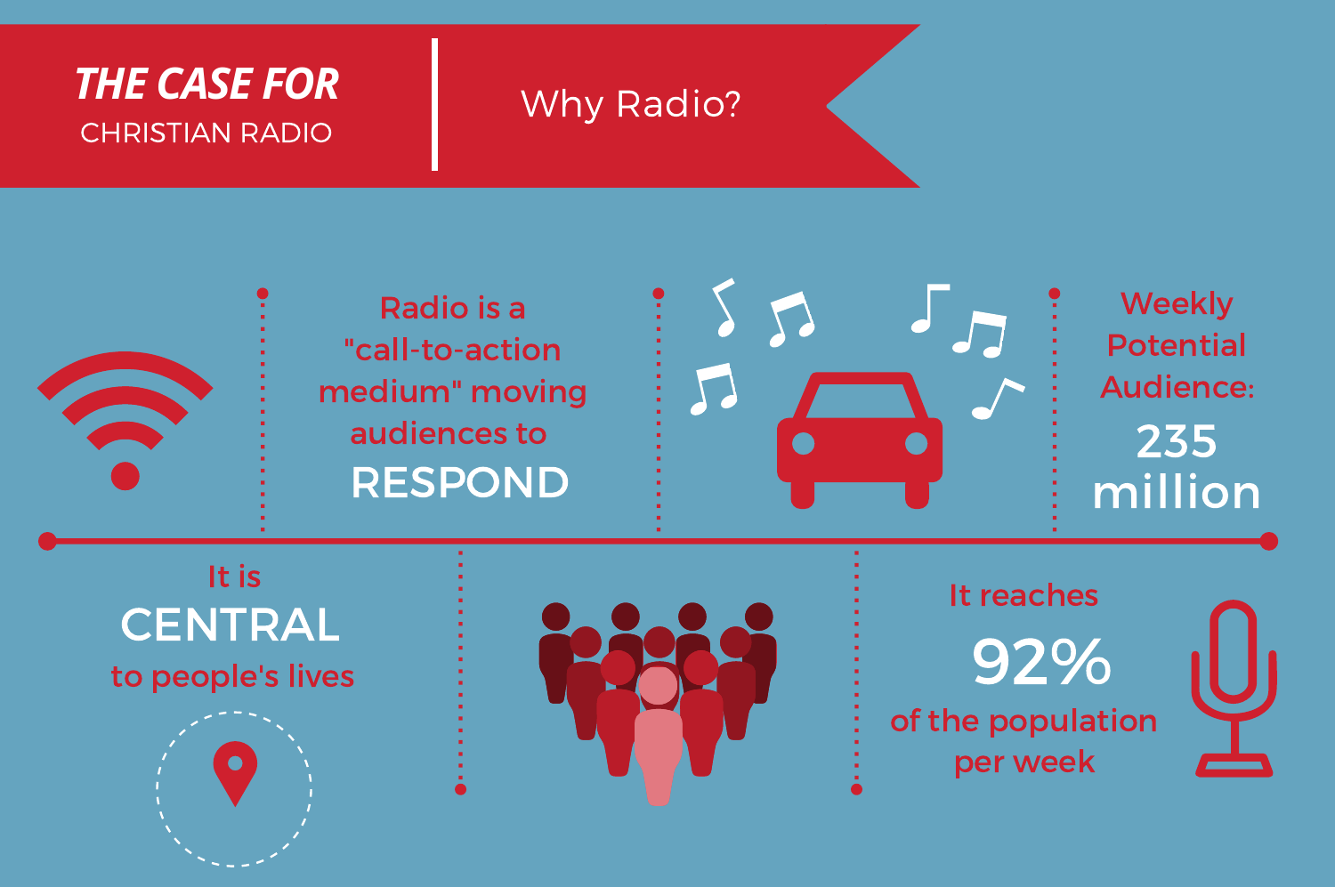# THE CASE FOR CHRISTIAN RADIO

## Why Radio?

Radio is a "call-to-action medium" moving audiences to **RESPOND**

Weekly Potential Audience: **235 million**

It is **CENTRAL** to people's lives

It reaches **92%** of the population per week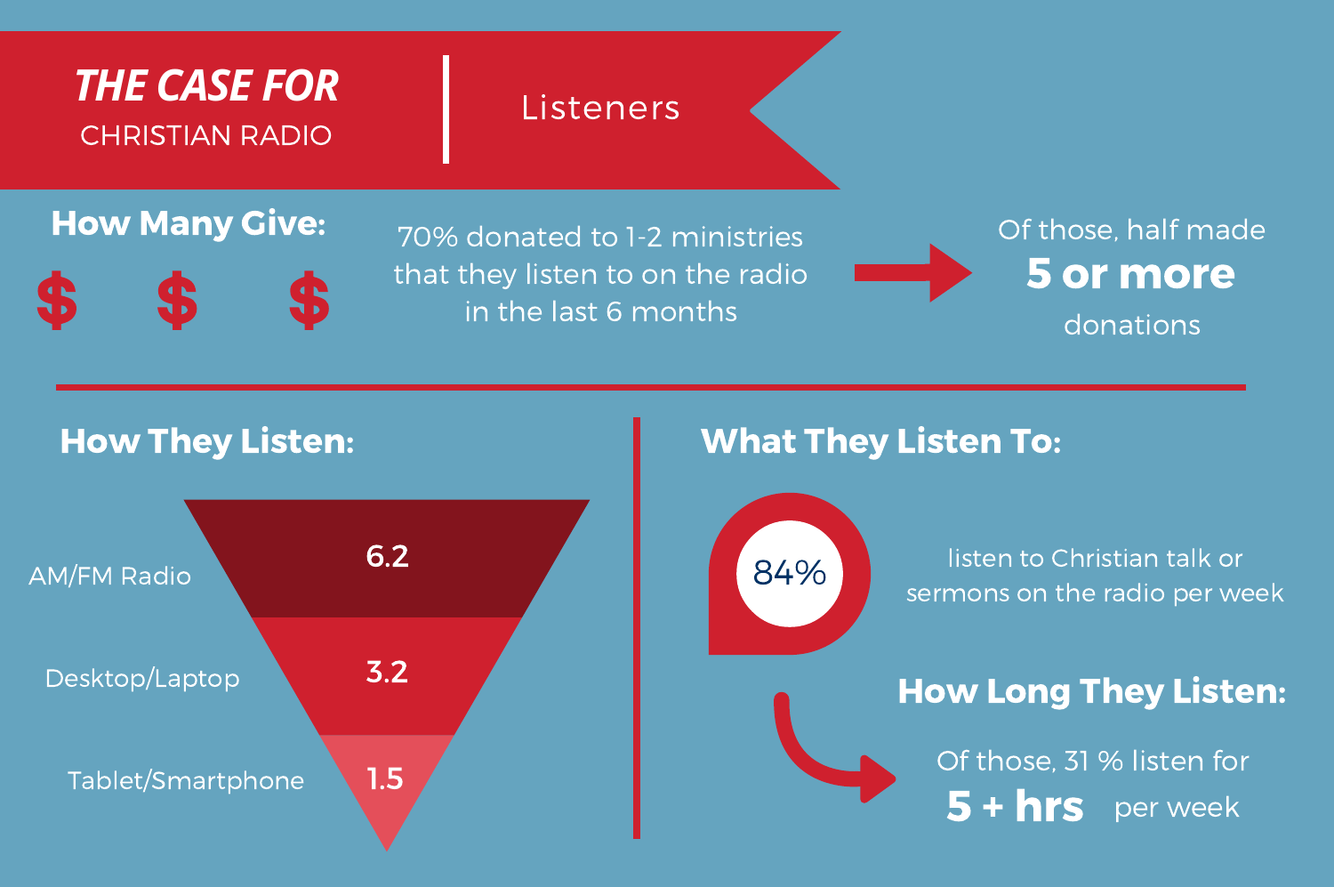# THE CASE FOR CHRISTIAN RADIO

## Listeners

### How Many Give:

$ $ $

70% donated to 1-2 ministries that they listen to on the radio in the last 6 months

Of those, half made **5 or more** donations

### How They Listen:

| Device | Value |
| --- | --- |
| AM/FM Radio | 6.2 |
| Desktop/Laptop | 3.2 |
| Tablet/Smartphone | 1.5 |

### What They Listen To:

**84%** listen to Christian talk or sermons on the radio per week

### How Long They Listen:

Of those, 31 % listen for **5 + hrs** per week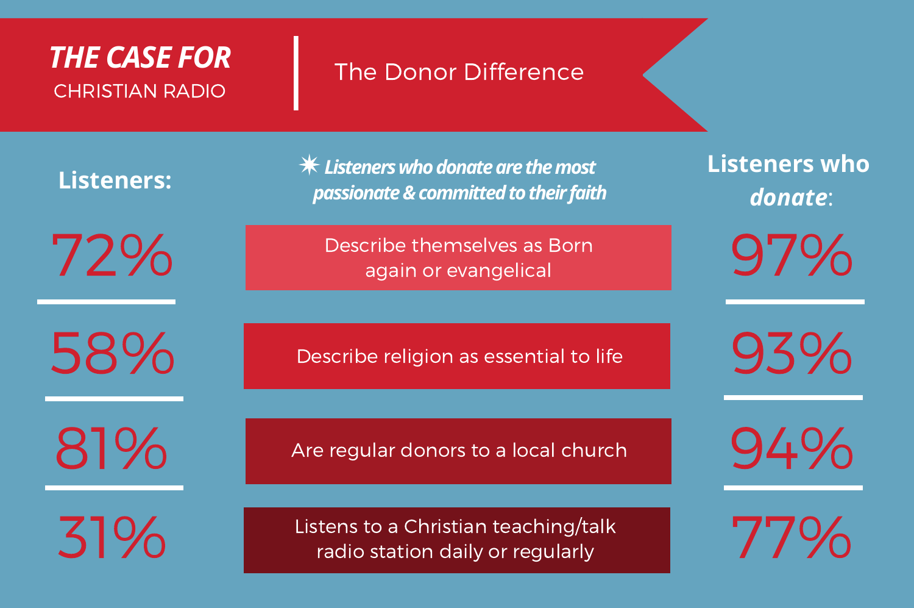# THE CASE FOR CHRISTIAN RADIO

## The Donor Difference

✷ ***Listeners who donate are the most passionate & committed to their faith***

| Listeners: | | Listeners who *donate*: |
|---|---|---|
| 72% | Describe themselves as Born again or evangelical | 97% |
| 58% | Describe religion as essential to life | 93% |
| 81% | Are regular donors to a local church | 94% |
| 31% | Listens to a Christian teaching/talk radio station daily or regularly | 77% |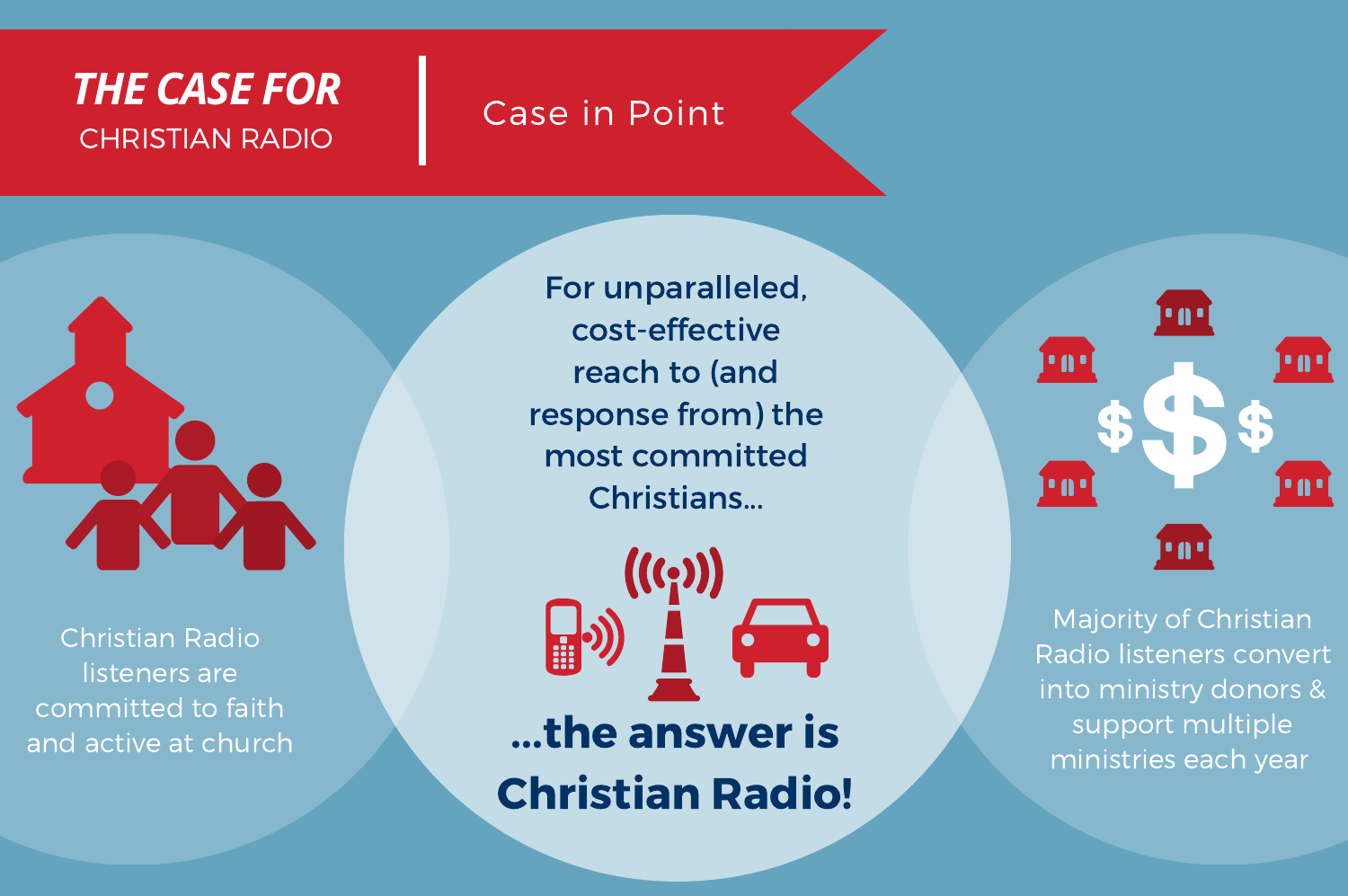# *THE CASE FOR* CHRISTIAN RADIO

## Case in Point

Christian Radio listeners are committed to faith and active at church

For unparalleled, cost-effective reach to (and response from) the most committed Christians...

**...the answer is Christian Radio!**

Majority of Christian Radio listeners convert into ministry donors & support multiple ministries each year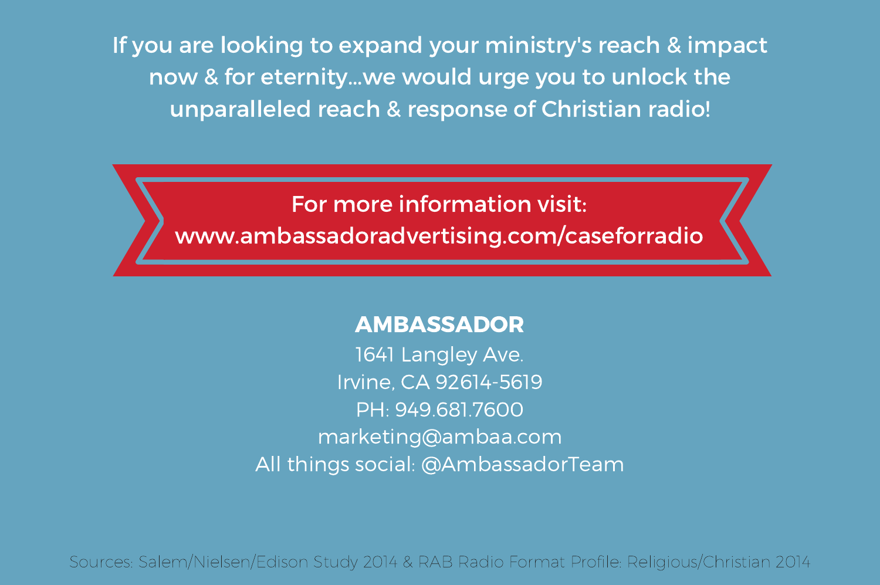If you are looking to expand your ministry's reach & impact now & for eternity...we would urge you to unlock the unparalleled reach & response of Christian radio!

For more information visit:
www.ambassadoradvertising.com/caseforradio

**AMBASSADOR**
1641 Langley Ave.
Irvine, CA 92614-5619
PH: 949.681.7600
marketing@ambaa.com
All things social: @AmbassadorTeam

Sources: Salem/Nielsen/Edison Study 2014 & RAB Radio Format Profile: Religious/Christian 2014